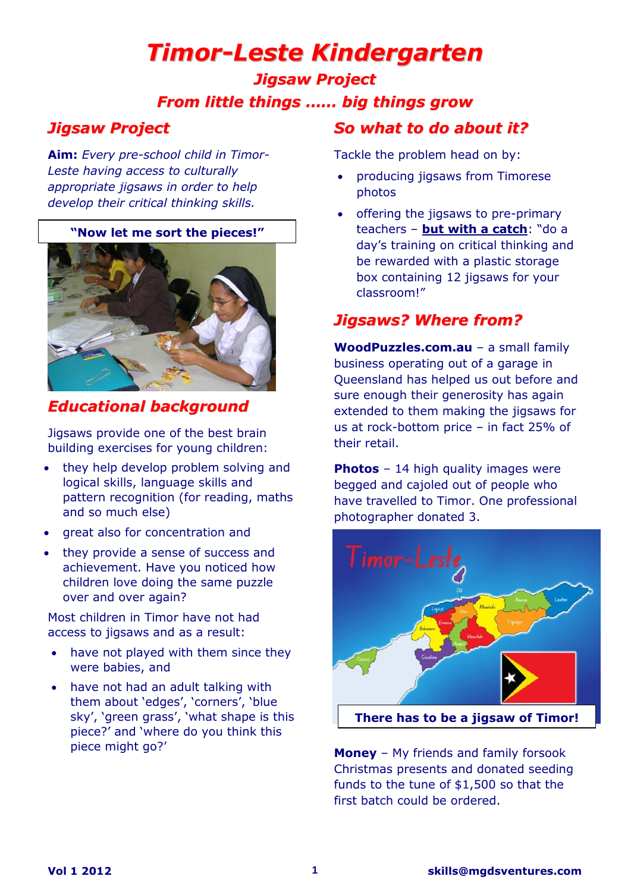# Timor-Leste Kindergarten

## Jigsaw Project

## From little things …… big things grow

## Jigsaw Project

**Aim:** *Every pre-school child in Timor-Leste having access to culturally appropriate jigsaws in order to help develop their critical thinking skills.*

**"Now let me sort the pieces!"**

## Educational background

Jigsaws provide one of the best brain building exercises for young children:

- they help develop problem solving and logical skills, language skills and pattern recognition (for reading, maths and so much else)
- great also for concentration and
- they provide a sense of success and achievement. Have you noticed how children love doing the same puzzle over and over again?

Most children in Timor have not had access to jigsaws and as a result:

- have not played with them since they were babies, and
- have not had an adult talking with them about 'edges', 'corners', 'blue sky', 'green grass', 'what shape is this piece?' and 'where do you think this piece might go?'

## So what to do about it?

Tackle the problem head on by:

- producing jigsaws from Timorese photos
- offering the jigsaws to pre-primary teachers – **but with a catch**: "do a day's training on critical thinking and be rewarded with a plastic storage box containing 12 jigsaws for your classroom!"

## Jigsaws? Where from?

**WoodPuzzles.com.au** – a small family business operating out of a garage in Queensland has helped us out before and sure enough their generosity has again extended to them making the jigsaws for us at rock-bottom price – in fact 25% of their retail.

**Photos** – 14 high quality images were begged and cajoled out of people who have travelled to Timor. One professional photographer donated 3.

**There has to be a jigsaw of Timor!**

**Money** – My friends and family forsook Christmas presents and donated seeding funds to the tune of $1,500 so that the first batch could be ordered.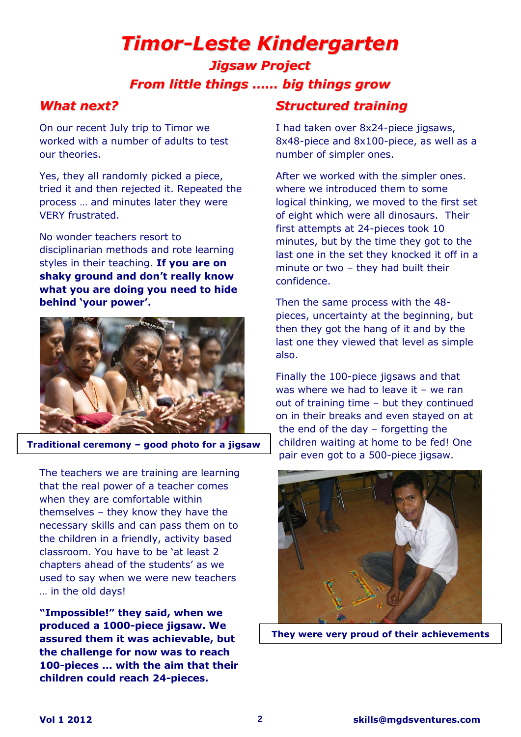# Timor-Leste Kindergarten

### Jigsaw Project

### From little things …… big things grow

## What next?

On our recent July trip to Timor we worked with a number of adults to test our theories.

Yes, they all randomly picked a piece, tried it and then rejected it. Repeated the process … and minutes later they were VERY frustrated.

No wonder teachers resort to disciplinarian methods and rote learning styles in their teaching. **If you are on shaky ground and don't really know what you are doing you need to hide behind 'your power'.**

**Traditional ceremony – good photo for a jigsaw**

The teachers we are training are learning that the real power of a teacher comes when they are comfortable within themselves – they know they have the necessary skills and can pass them on to the children in a friendly, activity based classroom. You have to be 'at least 2 chapters ahead of the students' as we used to say when we were new teachers … in the old days!

**"Impossible!" they said, when we produced a 1000-piece jigsaw. We assured them it was achievable, but the challenge for now was to reach 100-pieces … with the aim that their children could reach 24-pieces.**

## Structured training

I had taken over 8x24-piece jigsaws, 8x48-piece and 8x100-piece, as well as a number of simpler ones.

After we worked with the simpler ones. where we introduced them to some logical thinking, we moved to the first set of eight which were all dinosaurs. Their first attempts at 24-pieces took 10 minutes, but by the time they got to the last one in the set they knocked it off in a minute or two – they had built their confidence.

Then the same process with the 48-pieces, uncertainty at the beginning, but then they got the hang of it and by the last one they viewed that level as simple also.

Finally the 100-piece jigsaws and that was where we had to leave it – we ran out of training time – but they continued on in their breaks and even stayed on at the end of the day – forgetting the children waiting at home to be fed! One pair even got to a 500-piece jigsaw.

**They were very proud of their achievements**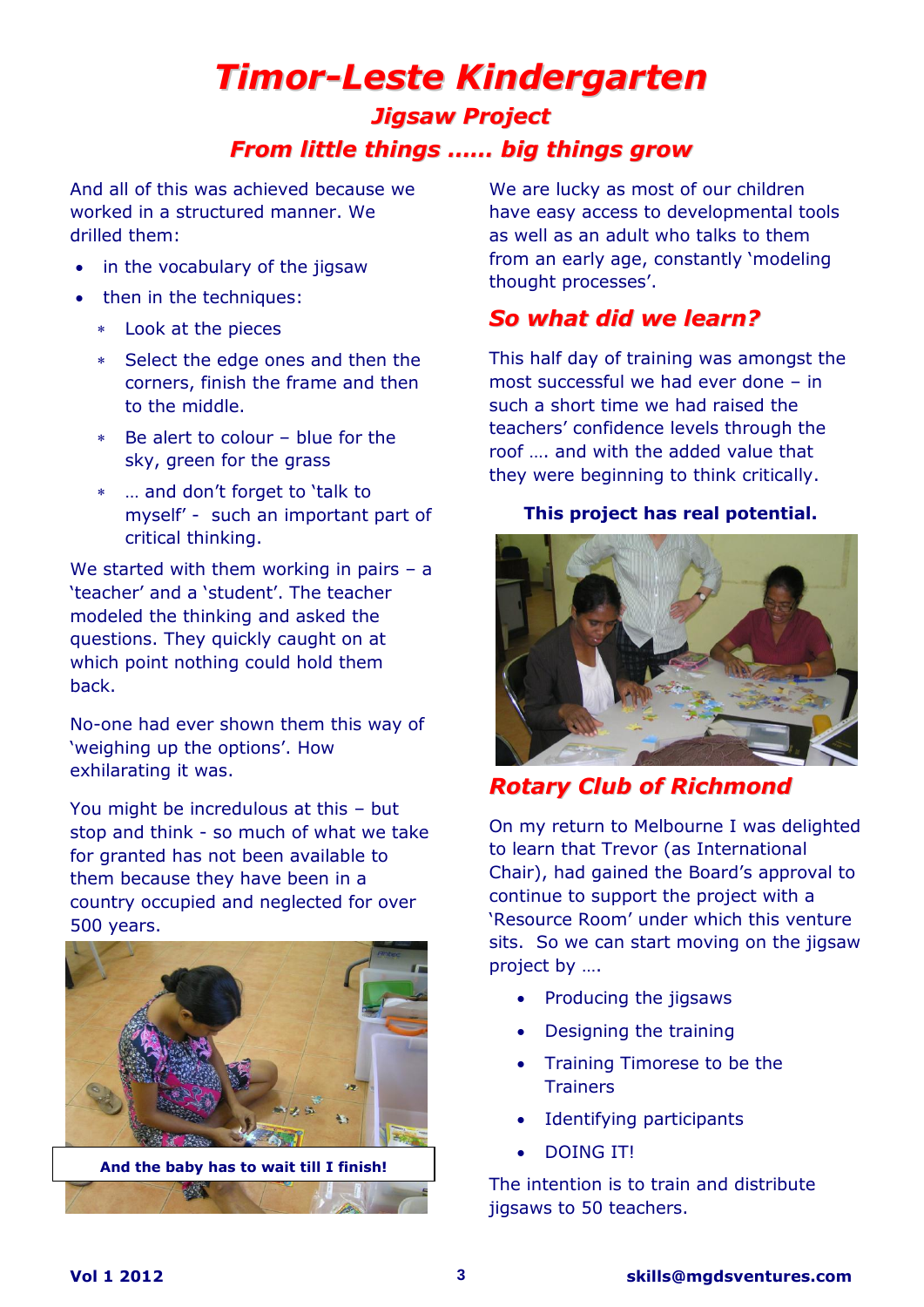# Timor-Leste Kindergarten

## Jigsaw Project

## From little things …… big things grow

And all of this was achieved because we worked in a structured manner. We drilled them:

- in the vocabulary of the jigsaw
- then in the techniques:
  - Look at the pieces
  - Select the edge ones and then the corners, finish the frame and then to the middle.
  - Be alert to colour – blue for the sky, green for the grass
  - … and don't forget to 'talk to myself' - such an important part of critical thinking.

We started with them working in pairs – a 'teacher' and a 'student'. The teacher modeled the thinking and asked the questions. They quickly caught on at which point nothing could hold them back.

No-one had ever shown them this way of 'weighing up the options'. How exhilarating it was.

You might be incredulous at this – but stop and think - so much of what we take for granted has not been available to them because they have been in a country occupied and neglected for over 500 years.

**And the baby has to wait till I finish!**

We are lucky as most of our children have easy access to developmental tools as well as an adult who talks to them from an early age, constantly 'modeling thought processes'.

## So what did we learn?

This half day of training was amongst the most successful we had ever done – in such a short time we had raised the teachers' confidence levels through the roof …. and with the added value that they were beginning to think critically.

**This project has real potential.**

## Rotary Club of Richmond

On my return to Melbourne I was delighted to learn that Trevor (as International Chair), had gained the Board's approval to continue to support the project with a 'Resource Room' under which this venture sits. So we can start moving on the jigsaw project by ….

- Producing the jigsaws
- Designing the training
- Training Timorese to be the Trainers
- Identifying participants
- DOING IT!

The intention is to train and distribute jigsaws to 50 teachers.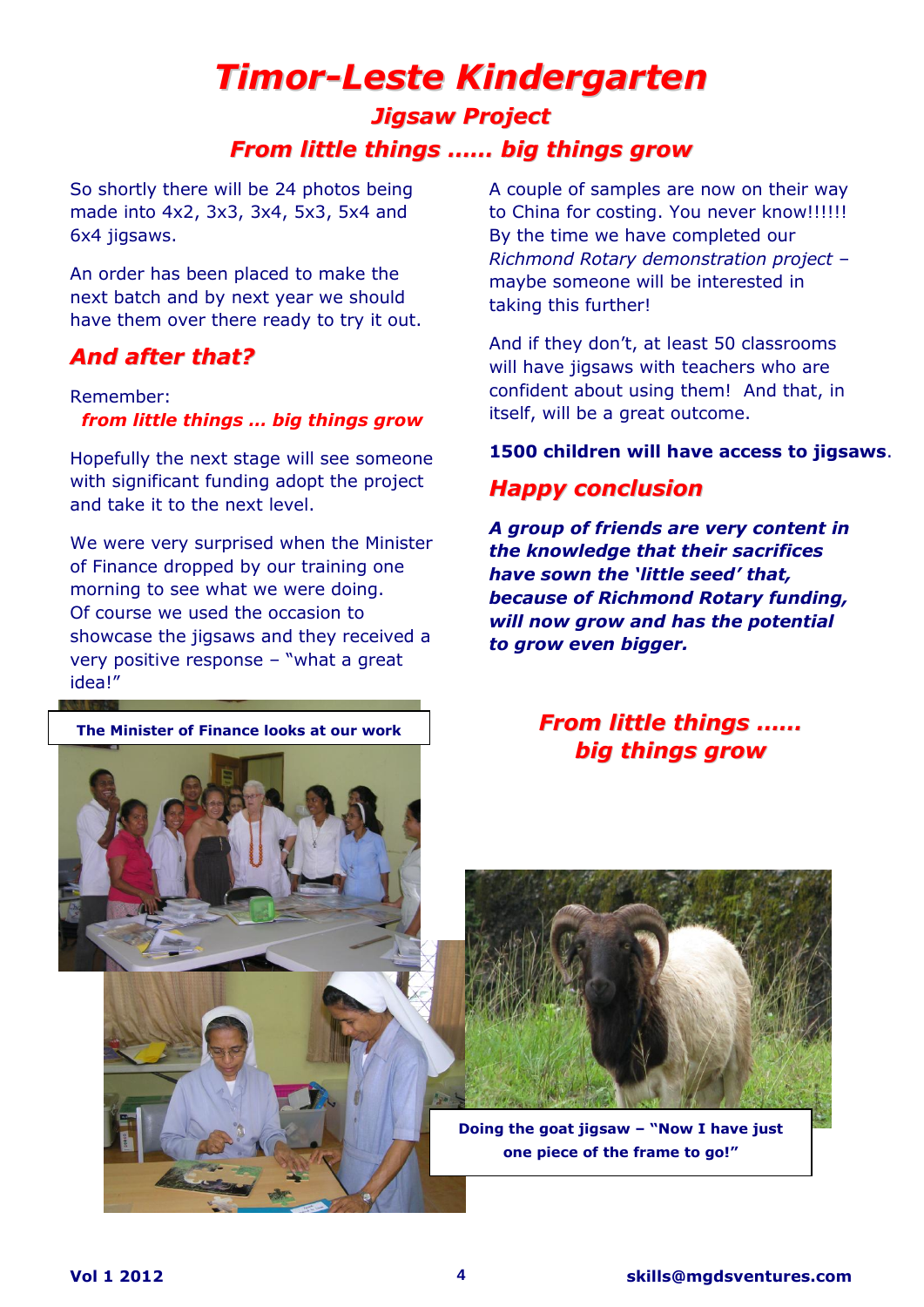# Timor-Leste Kindergarten

## Jigsaw Project

## From little things …… big things grow

So shortly there will be 24 photos being made into 4x2, 3x3, 3x4, 5x3, 5x4 and 6x4 jigsaws.

An order has been placed to make the next batch and by next year we should have them over there ready to try it out.

## And after that?

Remember:
*from little things … big things grow*

Hopefully the next stage will see someone with significant funding adopt the project and take it to the next level.

We were very surprised when the Minister of Finance dropped by our training one morning to see what we were doing. Of course we used the occasion to showcase the jigsaws and they received a very positive response – "what a great idea!"

A couple of samples are now on their way to China for costing. You never know!!!!!! By the time we have completed our *Richmond Rotary demonstration project* – maybe someone will be interested in taking this further!

And if they don't, at least 50 classrooms will have jigsaws with teachers who are confident about using them! And that, in itself, will be a great outcome.

**1500 children will have access to jigsaws.**

## Happy conclusion

***A group of friends are very content in the knowledge that their sacrifices have sown the 'little seed' that, because of Richmond Rotary funding, will now grow and has the potential to grow even bigger.***

**The Minister of Finance looks at our work**

## From little things …… big things grow

**Doing the goat jigsaw – "Now I have just one piece of the frame to go!"**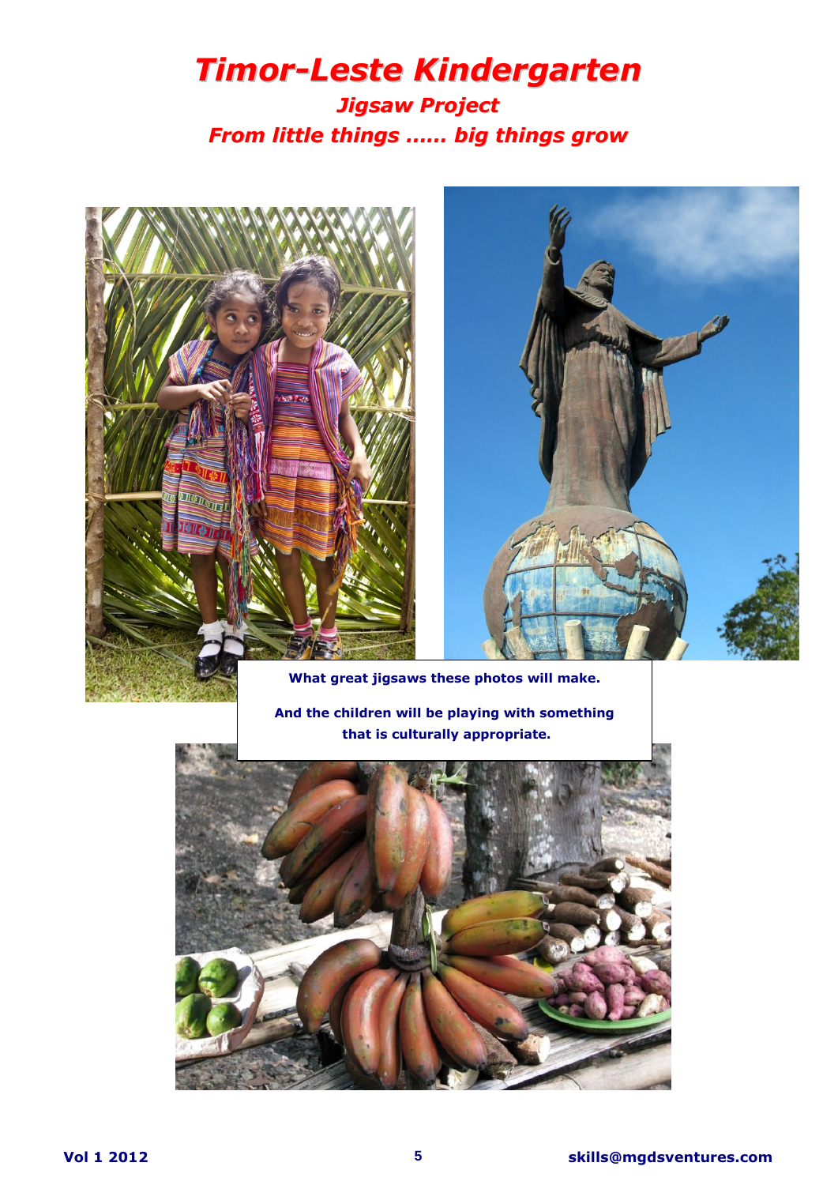# Timor-Leste Kindergarten

## Jigsaw Project

## From little things …… big things grow

**What great jigsaws these photos will make.**

**And the children will be playing with something that is culturally appropriate.**